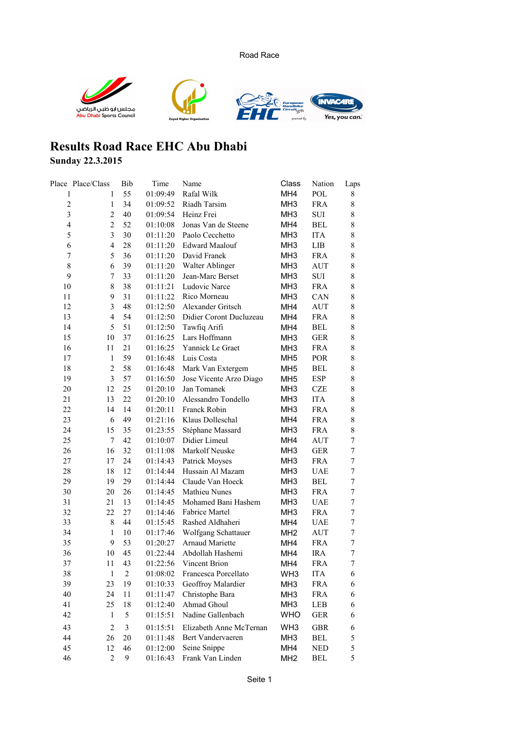Road Race

# Results Road Race EHC Abu Dhabi

**Sunday 22.3.2015**

| Place | Place/Class | Bib | Time | Name | Class | Nation | Laps |
|---|---|---|---|---|---|---|---|
| 1 | 1 | 55 | 01:09:49 | Rafal Wilk | MH4 | POL | 8 |
| 2 | 1 | 34 | 01:09:52 | Riadh Tarsim | MH3 | FRA | 8 |
| 3 | 2 | 40 | 01:09:54 | Heinz Frei | MH3 | SUI | 8 |
| 4 | 2 | 52 | 01:10:08 | Jonas Van de Steene | MH4 | BEL | 8 |
| 5 | 3 | 30 | 01:11:20 | Paolo Cecchetto | MH3 | ITA | 8 |
| 6 | 4 | 28 | 01:11:20 | Edward Maalouf | MH3 | LIB | 8 |
| 7 | 5 | 36 | 01:11:20 | David Franek | MH3 | FRA | 8 |
| 8 | 6 | 39 | 01:11:20 | Walter Ablinger | MH3 | AUT | 8 |
| 9 | 7 | 33 | 01:11:20 | Jean-Marc Berset | MH3 | SUI | 8 |
| 10 | 8 | 38 | 01:11:21 | Ludovic Narce | MH3 | FRA | 8 |
| 11 | 9 | 31 | 01:11:22 | Rico Morneau | MH3 | CAN | 8 |
| 12 | 3 | 48 | 01:12:50 | Alexander Gritsch | MH4 | AUT | 8 |
| 13 | 4 | 54 | 01:12:50 | Didier Coront Ducluzeau | MH4 | FRA | 8 |
| 14 | 5 | 51 | 01:12:50 | Tawfiq Arifi | MH4 | BEL | 8 |
| 15 | 10 | 37 | 01:16:25 | Lars Hoffmann | MH3 | GER | 8 |
| 16 | 11 | 21 | 01:16:25 | Yannick Le Graet | MH3 | FRA | 8 |
| 17 | 1 | 59 | 01:16:48 | Luis Costa | MH5 | POR | 8 |
| 18 | 2 | 58 | 01:16:48 | Mark Van Extergem | MH5 | BEL | 8 |
| 19 | 3 | 57 | 01:16:50 | Jose Vicente Arzo Diago | MH5 | ESP | 8 |
| 20 | 12 | 25 | 01:20:10 | Jan Tomanek | MH3 | CZE | 8 |
| 21 | 13 | 22 | 01:20:10 | Alessandro Tondello | MH3 | ITA | 8 |
| 22 | 14 | 14 | 01:20:11 | Franck Robin | MH3 | FRA | 8 |
| 23 | 6 | 49 | 01:21:16 | Klaus Dolleschal | MH4 | FRA | 8 |
| 24 | 15 | 35 | 01:23:55 | Stéphane Massard | MH3 | FRA | 8 |
| 25 | 7 | 42 | 01:10:07 | Didier Limeul | MH4 | AUT | 7 |
| 26 | 16 | 32 | 01:11:08 | Markolf Neuske | MH3 | GER | 7 |
| 27 | 17 | 24 | 01:14:43 | Patrick Moyses | MH3 | FRA | 7 |
| 28 | 18 | 12 | 01:14:44 | Hussain Al Mazam | MH3 | UAE | 7 |
| 29 | 19 | 29 | 01:14:44 | Claude Van Hoeck | MH3 | BEL | 7 |
| 30 | 20 | 26 | 01:14:45 | Mathieu Nunes | MH3 | FRA | 7 |
| 31 | 21 | 13 | 01:14:45 | Mohamed Bani Hashem | MH3 | UAE | 7 |
| 32 | 22 | 27 | 01:14:46 | Fabrice Martel | MH3 | FRA | 7 |
| 33 | 8 | 44 | 01:15:45 | Rashed Aldhaheri | MH4 | UAE | 7 |
| 34 | 1 | 10 | 01:17:46 | Wolfgang Schattauer | MH2 | AUT | 7 |
| 35 | 9 | 53 | 01:20:27 | Arnaud Mariette | MH4 | FRA | 7 |
| 36 | 10 | 45 | 01:22:44 | Abdollah Hashemi | MH4 | IRA | 7 |
| 37 | 11 | 43 | 01:22:56 | Vincent Brion | MH4 | FRA | 7 |
| 38 | 1 | 2 | 01:08:02 | Francesca Porcellato | WH3 | ITA | 6 |
| 39 | 23 | 19 | 01:10:33 | Geoffroy Malardier | MH3 | FRA | 6 |
| 40 | 24 | 11 | 01:11:47 | Christophe Bara | MH3 | FRA | 6 |
| 41 | 25 | 18 | 01:12:40 | Ahmad Ghoul | MH3 | LEB | 6 |
| 42 | 1 | 5 | 01:15:51 | Nadine Gallenbach | WHO | GER | 6 |
| 43 | 2 | 3 | 01:15:51 | Elizabeth Anne McTernan | WH3 | GBR | 6 |
| 44 | 26 | 20 | 01:11:48 | Bert Vandervaeren | MH3 | BEL | 5 |
| 45 | 12 | 46 | 01:12:00 | Seine Snippe | MH4 | NED | 5 |
| 46 | 2 | 9 | 01:16:43 | Frank Van Linden | MH2 | BEL | 5 |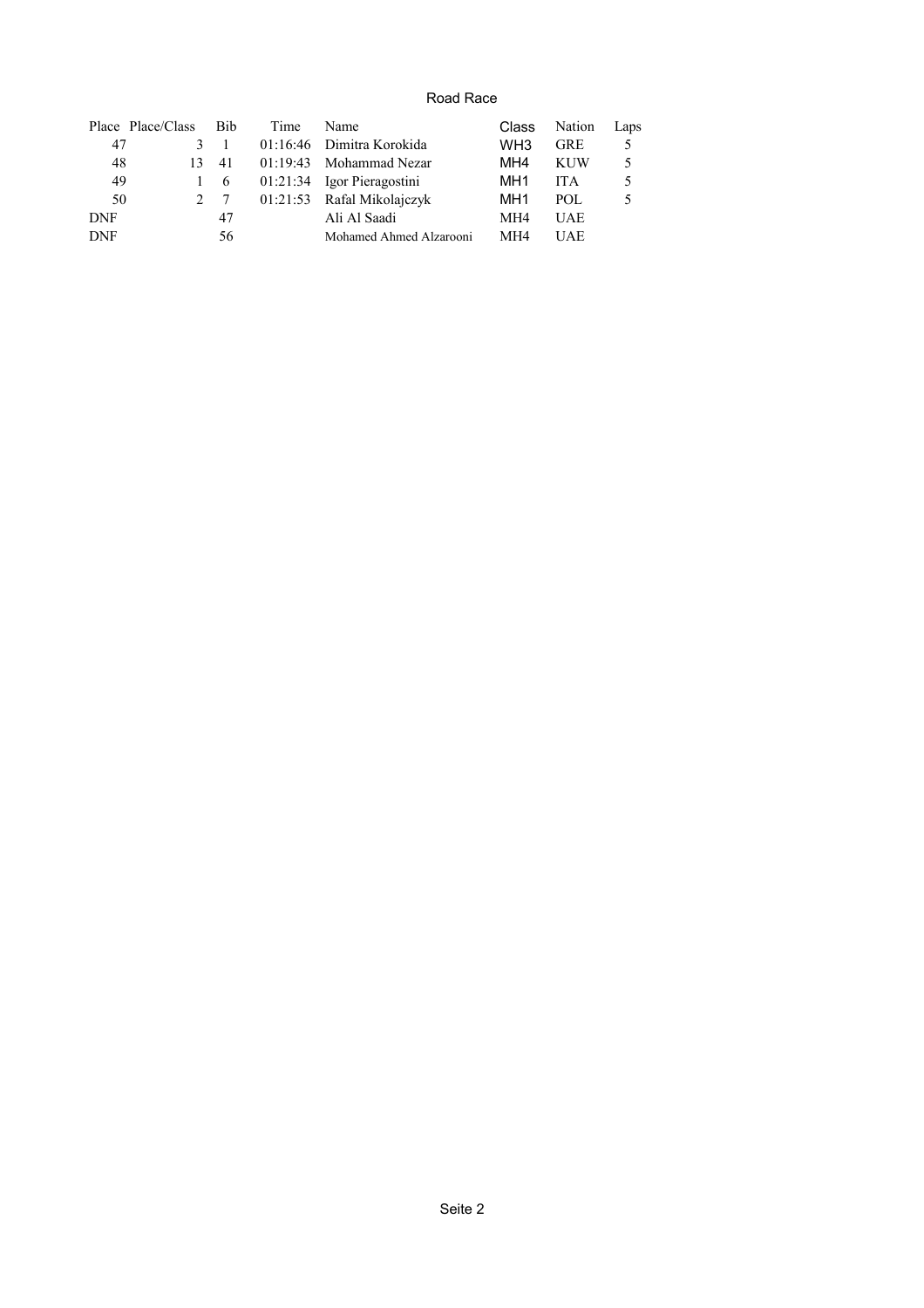Road Race

| Place | Place/Class | Bib | Time | Name | Class | Nation | Laps |
|---|---|---|---|---|---|---|---|
| 47 | 3 | 1 | 01:16:46 | Dimitra Korokida | WH3 | GRE | 5 |
| 48 | 13 | 41 | 01:19:43 | Mohammad Nezar | MH4 | KUW | 5 |
| 49 | 1 | 6 | 01:21:34 | Igor Pieragostini | MH1 | ITA | 5 |
| 50 | 2 | 7 | 01:21:53 | Rafal Mikolajczyk | MH1 | POL | 5 |
| DNF | | 47 | | Ali Al Saadi | MH4 | UAE | |
| DNF | | 56 | | Mohamed Ahmed Alzarooni | MH4 | UAE | |